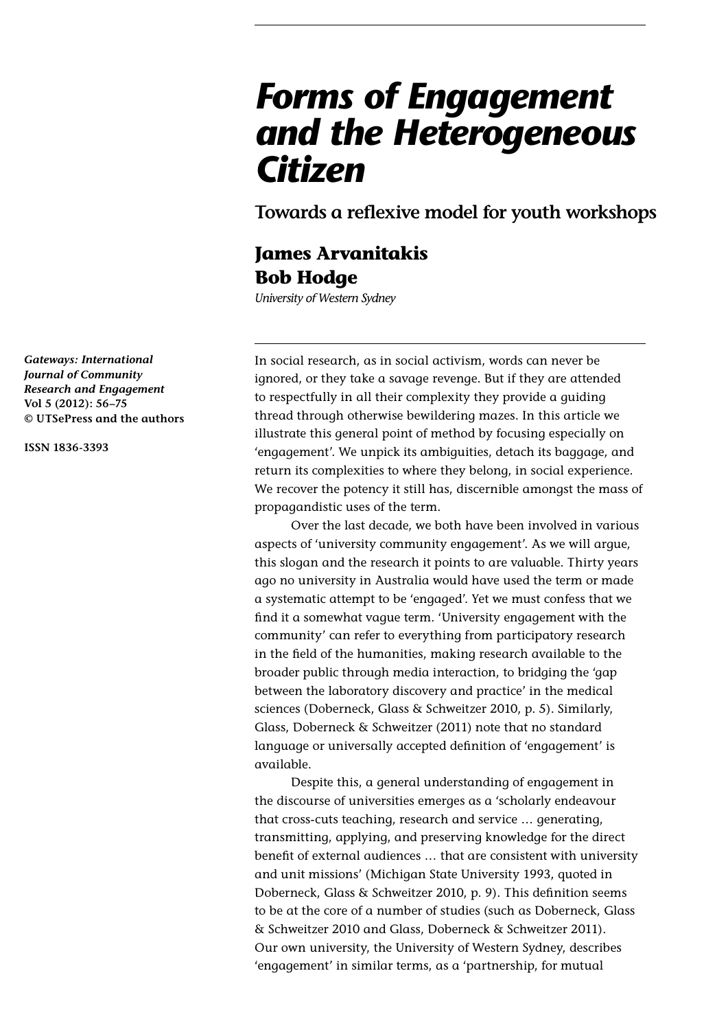# Forms of Engagement and the Heterogeneous Citizen

## Towards a reflexive model for youth workshops

**James Arvanitakis**
**Bob Hodge**

*University of Western Sydney*

***Gateways: International Journal of Community Research and Engagement***
***Vol 5 (2012): 56–75***
**© UTSePress and the authors**

**ISSN 1836-3393**

In social research, as in social activism, words can never be ignored, or they take a savage revenge. But if they are attended to respectfully in all their complexity they provide a guiding thread through otherwise bewildering mazes. In this article we illustrate this general point of method by focusing especially on 'engagement'. We unpick its ambiguities, detach its baggage, and return its complexities to where they belong, in social experience. We recover the potency it still has, discernible amongst the mass of propagandistic uses of the term.

Over the last decade, we both have been involved in various aspects of 'university community engagement'. As we will argue, this slogan and the research it points to are valuable. Thirty years ago no university in Australia would have used the term or made a systematic attempt to be 'engaged'. Yet we must confess that we find it a somewhat vague term. 'University engagement with the community' can refer to everything from participatory research in the field of the humanities, making research available to the broader public through media interaction, to bridging the 'gap between the laboratory discovery and practice' in the medical sciences (Doberneck, Glass & Schweitzer 2010, p. 5). Similarly, Glass, Doberneck & Schweitzer (2011) note that no standard language or universally accepted definition of 'engagement' is available.

Despite this, a general understanding of engagement in the discourse of universities emerges as a 'scholarly endeavour that cross-cuts teaching, research and service … generating, transmitting, applying, and preserving knowledge for the direct benefit of external audiences … that are consistent with university and unit missions' (Michigan State University 1993, quoted in Doberneck, Glass & Schweitzer 2010, p. 9). This definition seems to be at the core of a number of studies (such as Doberneck, Glass & Schweitzer 2010 and Glass, Doberneck & Schweitzer 2011). Our own university, the University of Western Sydney, describes 'engagement' in similar terms, as a 'partnership, for mutual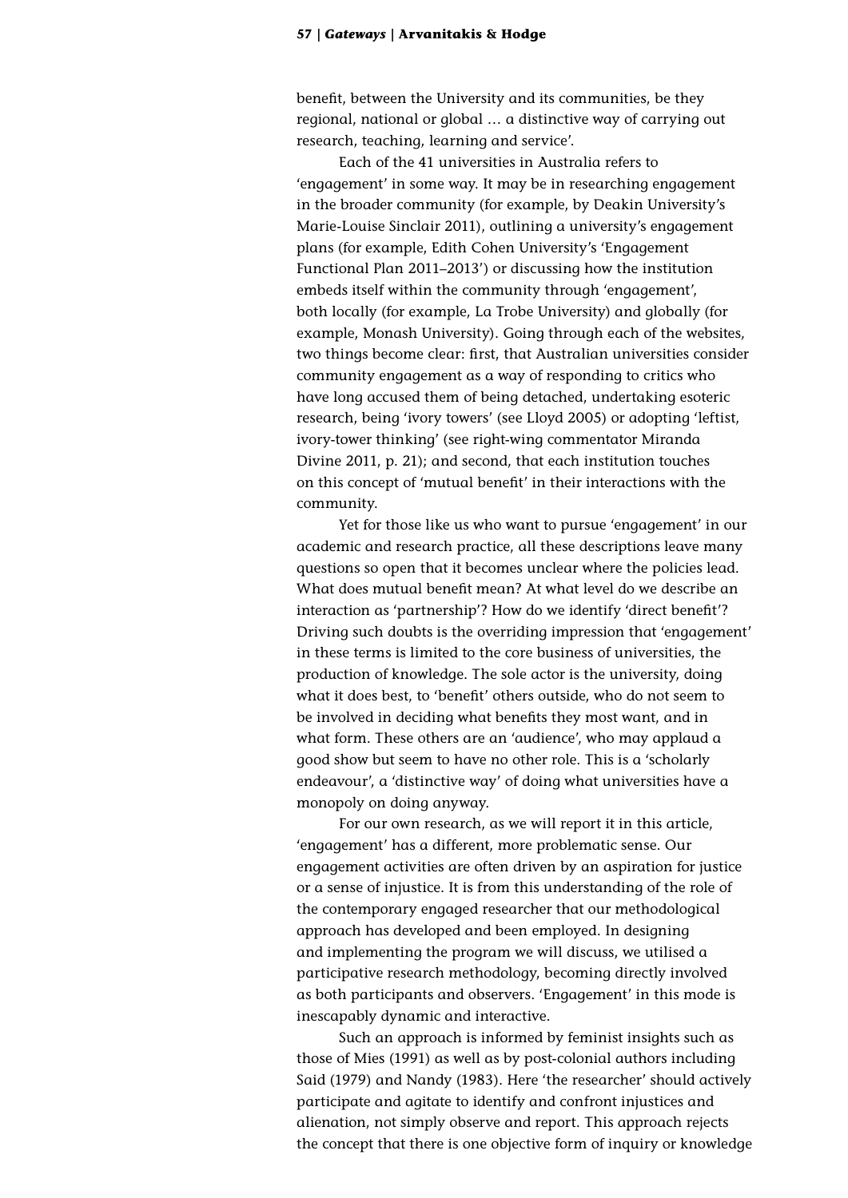benefit, between the University and its communities, be they regional, national or global … a distinctive way of carrying out research, teaching, learning and service'.

Each of the 41 universities in Australia refers to 'engagement' in some way. It may be in researching engagement in the broader community (for example, by Deakin University's Marie-Louise Sinclair 2011), outlining a university's engagement plans (for example, Edith Cohen University's 'Engagement Functional Plan 2011–2013') or discussing how the institution embeds itself within the community through 'engagement', both locally (for example, La Trobe University) and globally (for example, Monash University). Going through each of the websites, two things become clear: first, that Australian universities consider community engagement as a way of responding to critics who have long accused them of being detached, undertaking esoteric research, being 'ivory towers' (see Lloyd 2005) or adopting 'leftist, ivory-tower thinking' (see right-wing commentator Miranda Divine 2011, p. 21); and second, that each institution touches on this concept of 'mutual benefit' in their interactions with the community.

Yet for those like us who want to pursue 'engagement' in our academic and research practice, all these descriptions leave many questions so open that it becomes unclear where the policies lead. What does mutual benefit mean? At what level do we describe an interaction as 'partnership'? How do we identify 'direct benefit'? Driving such doubts is the overriding impression that 'engagement' in these terms is limited to the core business of universities, the production of knowledge. The sole actor is the university, doing what it does best, to 'benefit' others outside, who do not seem to be involved in deciding what benefits they most want, and in what form. These others are an 'audience', who may applaud a good show but seem to have no other role. This is a 'scholarly endeavour', a 'distinctive way' of doing what universities have a monopoly on doing anyway.

For our own research, as we will report it in this article, 'engagement' has a different, more problematic sense. Our engagement activities are often driven by an aspiration for justice or a sense of injustice. It is from this understanding of the role of the contemporary engaged researcher that our methodological approach has developed and been employed. In designing and implementing the program we will discuss, we utilised a participative research methodology, becoming directly involved as both participants and observers. 'Engagement' in this mode is inescapably dynamic and interactive.

Such an approach is informed by feminist insights such as those of Mies (1991) as well as by post-colonial authors including Said (1979) and Nandy (1983). Here 'the researcher' should actively participate and agitate to identify and confront injustices and alienation, not simply observe and report. This approach rejects the concept that there is one objective form of inquiry or knowledge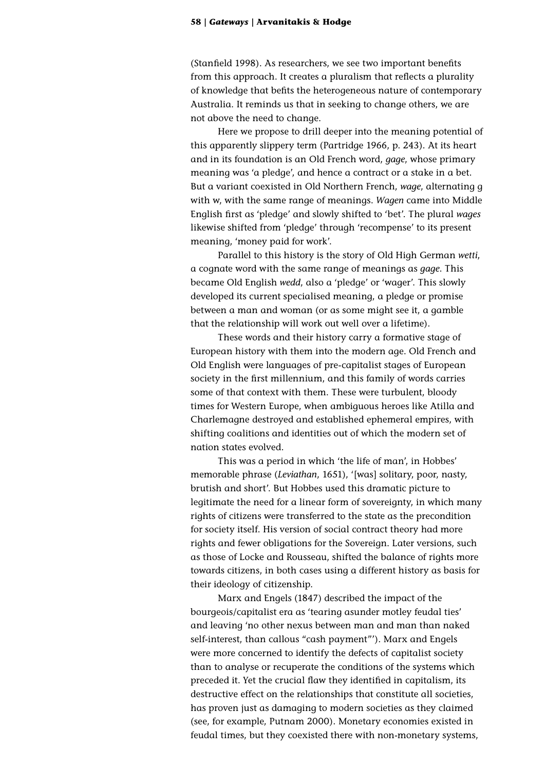(Stanfield 1998). As researchers, we see two important benefits from this approach. It creates a pluralism that reflects a plurality of knowledge that befits the heterogeneous nature of contemporary Australia. It reminds us that in seeking to change others, we are not above the need to change.

Here we propose to drill deeper into the meaning potential of this apparently slippery term (Partridge 1966, p. 243). At its heart and in its foundation is an Old French word, *gage*, whose primary meaning was 'a pledge', and hence a contract or a stake in a bet. But a variant coexisted in Old Northern French, *wage*, alternating g with w, with the same range of meanings. *Wagen* came into Middle English first as 'pledge' and slowly shifted to 'bet'. The plural *wages* likewise shifted from 'pledge' through 'recompense' to its present meaning, 'money paid for work'.

Parallel to this history is the story of Old High German *wetti*, a cognate word with the same range of meanings as *gage*. This became Old English *wedd*, also a 'pledge' or 'wager'. This slowly developed its current specialised meaning, a pledge or promise between a man and woman (or as some might see it, a gamble that the relationship will work out well over a lifetime).

These words and their history carry a formative stage of European history with them into the modern age. Old French and Old English were languages of pre-capitalist stages of European society in the first millennium, and this family of words carries some of that context with them. These were turbulent, bloody times for Western Europe, when ambiguous heroes like Atilla and Charlemagne destroyed and established ephemeral empires, with shifting coalitions and identities out of which the modern set of nation states evolved.

This was a period in which 'the life of man', in Hobbes' memorable phrase (*Leviathan*, 1651), '[was] solitary, poor, nasty, brutish and short'. But Hobbes used this dramatic picture to legitimate the need for a linear form of sovereignty, in which many rights of citizens were transferred to the state as the precondition for society itself. His version of social contract theory had more rights and fewer obligations for the Sovereign. Later versions, such as those of Locke and Rousseau, shifted the balance of rights more towards citizens, in both cases using a different history as basis for their ideology of citizenship.

Marx and Engels (1847) described the impact of the bourgeois/capitalist era as 'tearing asunder motley feudal ties' and leaving 'no other nexus between man and man than naked self-interest, than callous "cash payment"'). Marx and Engels were more concerned to identify the defects of capitalist society than to analyse or recuperate the conditions of the systems which preceded it. Yet the crucial flaw they identified in capitalism, its destructive effect on the relationships that constitute all societies, has proven just as damaging to modern societies as they claimed (see, for example, Putnam 2000). Monetary economies existed in feudal times, but they coexisted there with non-monetary systems,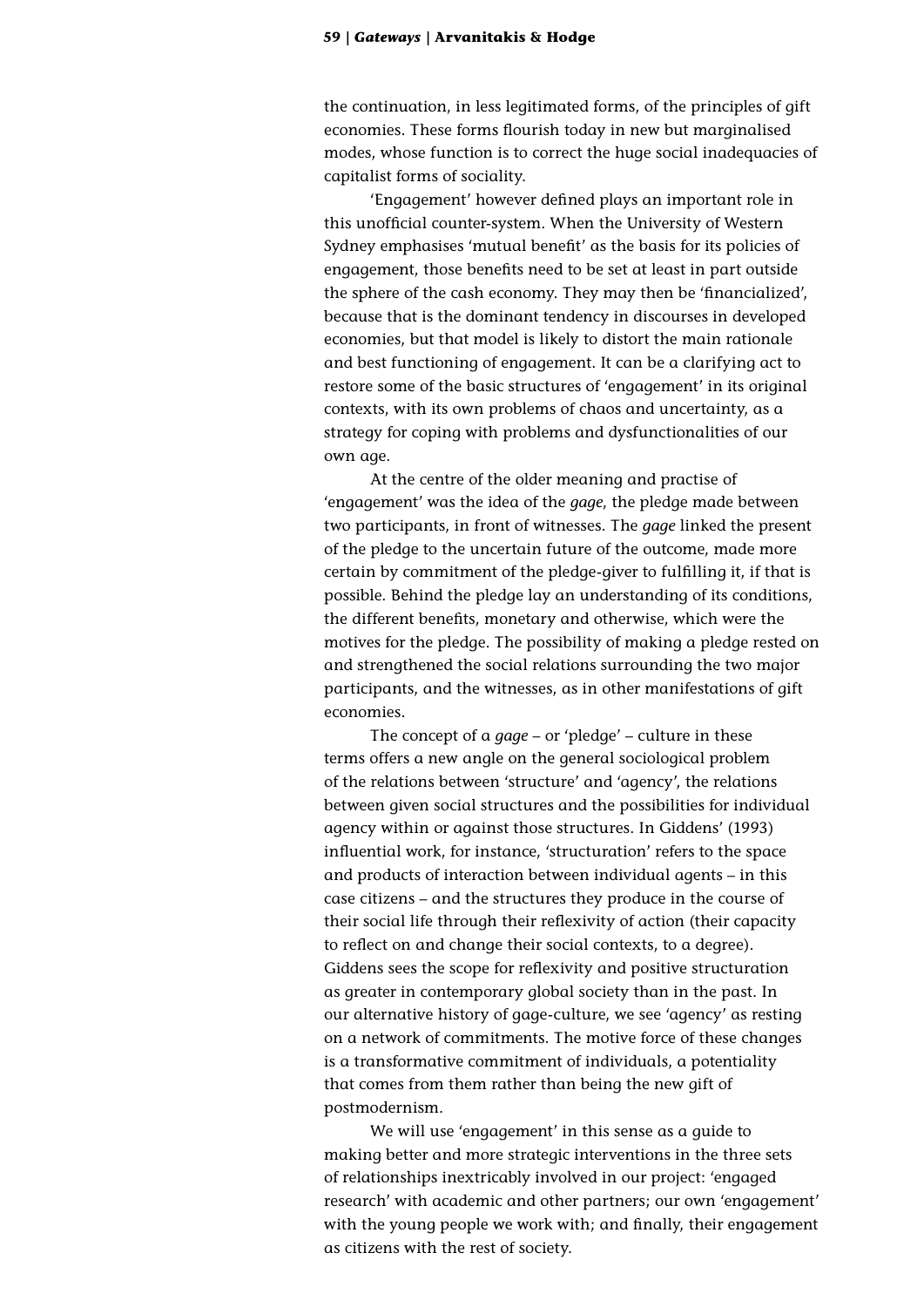the continuation, in less legitimated forms, of the principles of gift economies. These forms flourish today in new but marginalised modes, whose function is to correct the huge social inadequacies of capitalist forms of sociality.

'Engagement' however defined plays an important role in this unofficial counter-system. When the University of Western Sydney emphasises 'mutual benefit' as the basis for its policies of engagement, those benefits need to be set at least in part outside the sphere of the cash economy. They may then be 'financialized', because that is the dominant tendency in discourses in developed economies, but that model is likely to distort the main rationale and best functioning of engagement. It can be a clarifying act to restore some of the basic structures of 'engagement' in its original contexts, with its own problems of chaos and uncertainty, as a strategy for coping with problems and dysfunctionalities of our own age.

At the centre of the older meaning and practise of 'engagement' was the idea of the *gage*, the pledge made between two participants, in front of witnesses. The *gage* linked the present of the pledge to the uncertain future of the outcome, made more certain by commitment of the pledge-giver to fulfilling it, if that is possible. Behind the pledge lay an understanding of its conditions, the different benefits, monetary and otherwise, which were the motives for the pledge. The possibility of making a pledge rested on and strengthened the social relations surrounding the two major participants, and the witnesses, as in other manifestations of gift economies.

The concept of a *gage* – or 'pledge' – culture in these terms offers a new angle on the general sociological problem of the relations between 'structure' and 'agency', the relations between given social structures and the possibilities for individual agency within or against those structures. In Giddens' (1993) influential work, for instance, 'structuration' refers to the space and products of interaction between individual agents – in this case citizens – and the structures they produce in the course of their social life through their reflexivity of action (their capacity to reflect on and change their social contexts, to a degree). Giddens sees the scope for reflexivity and positive structuration as greater in contemporary global society than in the past. In our alternative history of gage-culture, we see 'agency' as resting on a network of commitments. The motive force of these changes is a transformative commitment of individuals, a potentiality that comes from them rather than being the new gift of postmodernism.

We will use 'engagement' in this sense as a guide to making better and more strategic interventions in the three sets of relationships inextricably involved in our project: 'engaged research' with academic and other partners; our own 'engagement' with the young people we work with; and finally, their engagement as citizens with the rest of society.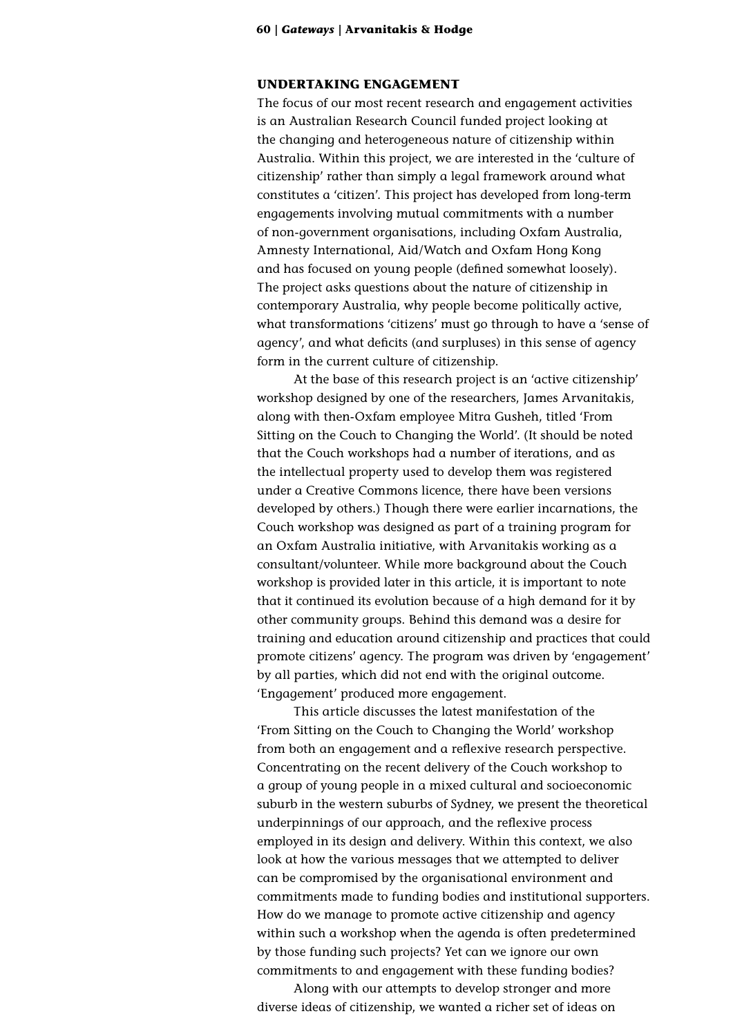## UNDERTAKING ENGAGEMENT

The focus of our most recent research and engagement activities is an Australian Research Council funded project looking at the changing and heterogeneous nature of citizenship within Australia. Within this project, we are interested in the 'culture of citizenship' rather than simply a legal framework around what constitutes a 'citizen'. This project has developed from long-term engagements involving mutual commitments with a number of non-government organisations, including Oxfam Australia, Amnesty International, Aid/Watch and Oxfam Hong Kong and has focused on young people (defined somewhat loosely). The project asks questions about the nature of citizenship in contemporary Australia, why people become politically active, what transformations 'citizens' must go through to have a 'sense of agency', and what deficits (and surpluses) in this sense of agency form in the current culture of citizenship.

At the base of this research project is an 'active citizenship' workshop designed by one of the researchers, James Arvanitakis, along with then-Oxfam employee Mitra Gusheh, titled 'From Sitting on the Couch to Changing the World'. (It should be noted that the Couch workshops had a number of iterations, and as the intellectual property used to develop them was registered under a Creative Commons licence, there have been versions developed by others.) Though there were earlier incarnations, the Couch workshop was designed as part of a training program for an Oxfam Australia initiative, with Arvanitakis working as a consultant/volunteer. While more background about the Couch workshop is provided later in this article, it is important to note that it continued its evolution because of a high demand for it by other community groups. Behind this demand was a desire for training and education around citizenship and practices that could promote citizens' agency. The program was driven by 'engagement' by all parties, which did not end with the original outcome. 'Engagement' produced more engagement.

This article discusses the latest manifestation of the 'From Sitting on the Couch to Changing the World' workshop from both an engagement and a reflexive research perspective. Concentrating on the recent delivery of the Couch workshop to a group of young people in a mixed cultural and socioeconomic suburb in the western suburbs of Sydney, we present the theoretical underpinnings of our approach, and the reflexive process employed in its design and delivery. Within this context, we also look at how the various messages that we attempted to deliver can be compromised by the organisational environment and commitments made to funding bodies and institutional supporters. How do we manage to promote active citizenship and agency within such a workshop when the agenda is often predetermined by those funding such projects? Yet can we ignore our own commitments to and engagement with these funding bodies?

Along with our attempts to develop stronger and more diverse ideas of citizenship, we wanted a richer set of ideas on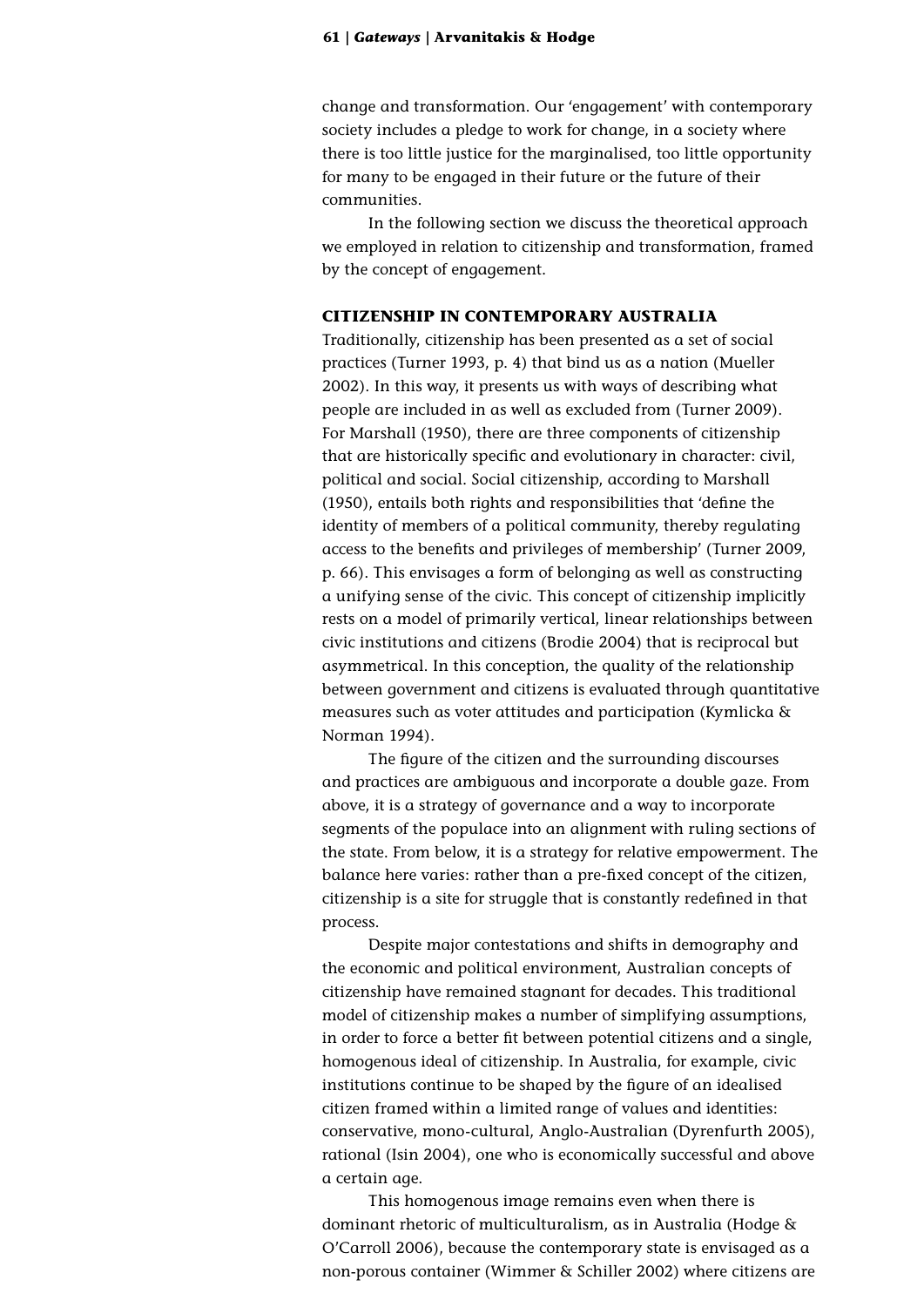change and transformation. Our 'engagement' with contemporary society includes a pledge to work for change, in a society where there is too little justice for the marginalised, too little opportunity for many to be engaged in their future or the future of their communities.

In the following section we discuss the theoretical approach we employed in relation to citizenship and transformation, framed by the concept of engagement.

## CITIZENSHIP IN CONTEMPORARY AUSTRALIA

Traditionally, citizenship has been presented as a set of social practices (Turner 1993, p. 4) that bind us as a nation (Mueller 2002). In this way, it presents us with ways of describing what people are included in as well as excluded from (Turner 2009). For Marshall (1950), there are three components of citizenship that are historically specific and evolutionary in character: civil, political and social. Social citizenship, according to Marshall (1950), entails both rights and responsibilities that 'define the identity of members of a political community, thereby regulating access to the benefits and privileges of membership' (Turner 2009, p. 66). This envisages a form of belonging as well as constructing a unifying sense of the civic. This concept of citizenship implicitly rests on a model of primarily vertical, linear relationships between civic institutions and citizens (Brodie 2004) that is reciprocal but asymmetrical. In this conception, the quality of the relationship between government and citizens is evaluated through quantitative measures such as voter attitudes and participation (Kymlicka & Norman 1994).

The figure of the citizen and the surrounding discourses and practices are ambiguous and incorporate a double gaze. From above, it is a strategy of governance and a way to incorporate segments of the populace into an alignment with ruling sections of the state. From below, it is a strategy for relative empowerment. The balance here varies: rather than a pre-fixed concept of the citizen, citizenship is a site for struggle that is constantly redefined in that process.

Despite major contestations and shifts in demography and the economic and political environment, Australian concepts of citizenship have remained stagnant for decades. This traditional model of citizenship makes a number of simplifying assumptions, in order to force a better fit between potential citizens and a single, homogenous ideal of citizenship. In Australia, for example, civic institutions continue to be shaped by the figure of an idealised citizen framed within a limited range of values and identities: conservative, mono-cultural, Anglo-Australian (Dyrenfurth 2005), rational (Isin 2004), one who is economically successful and above a certain age.

This homogenous image remains even when there is dominant rhetoric of multiculturalism, as in Australia (Hodge & O'Carroll 2006), because the contemporary state is envisaged as a non-porous container (Wimmer & Schiller 2002) where citizens are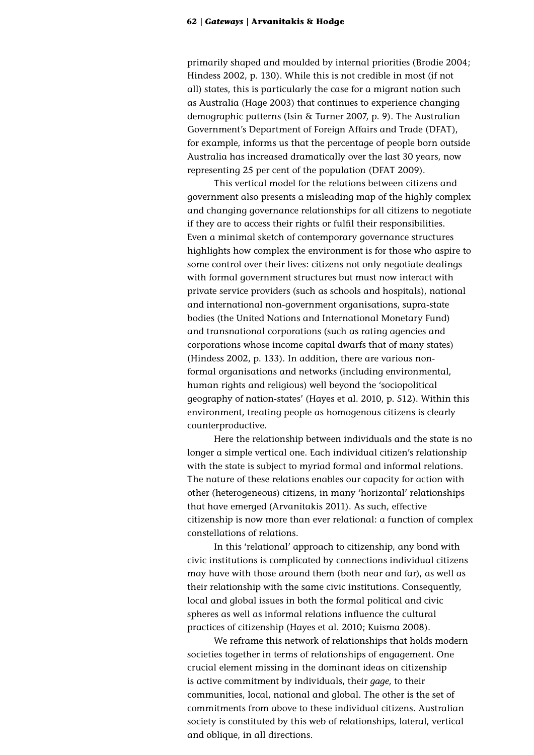primarily shaped and moulded by internal priorities (Brodie 2004; Hindess 2002, p. 130). While this is not credible in most (if not all) states, this is particularly the case for a migrant nation such as Australia (Hage 2003) that continues to experience changing demographic patterns (Isin & Turner 2007, p. 9). The Australian Government's Department of Foreign Affairs and Trade (DFAT), for example, informs us that the percentage of people born outside Australia has increased dramatically over the last 30 years, now representing 25 per cent of the population (DFAT 2009).

This vertical model for the relations between citizens and government also presents a misleading map of the highly complex and changing governance relationships for all citizens to negotiate if they are to access their rights or fulfil their responsibilities. Even a minimal sketch of contemporary governance structures highlights how complex the environment is for those who aspire to some control over their lives: citizens not only negotiate dealings with formal government structures but must now interact with private service providers (such as schools and hospitals), national and international non-government organisations, supra-state bodies (the United Nations and International Monetary Fund) and transnational corporations (such as rating agencies and corporations whose income capital dwarfs that of many states) (Hindess 2002, p. 133). In addition, there are various non-formal organisations and networks (including environmental, human rights and religious) well beyond the 'sociopolitical geography of nation-states' (Hayes et al. 2010, p. 512). Within this environment, treating people as homogenous citizens is clearly counterproductive.

Here the relationship between individuals and the state is no longer a simple vertical one. Each individual citizen's relationship with the state is subject to myriad formal and informal relations. The nature of these relations enables our capacity for action with other (heterogeneous) citizens, in many 'horizontal' relationships that have emerged (Arvanitakis 2011). As such, effective citizenship is now more than ever relational: a function of complex constellations of relations.

In this 'relational' approach to citizenship, any bond with civic institutions is complicated by connections individual citizens may have with those around them (both near and far), as well as their relationship with the same civic institutions. Consequently, local and global issues in both the formal political and civic spheres as well as informal relations influence the cultural practices of citizenship (Hayes et al. 2010; Kuisma 2008).

We reframe this network of relationships that holds modern societies together in terms of relationships of engagement. One crucial element missing in the dominant ideas on citizenship is active commitment by individuals, their *gage*, to their communities, local, national and global. The other is the set of commitments from above to these individual citizens. Australian society is constituted by this web of relationships, lateral, vertical and oblique, in all directions.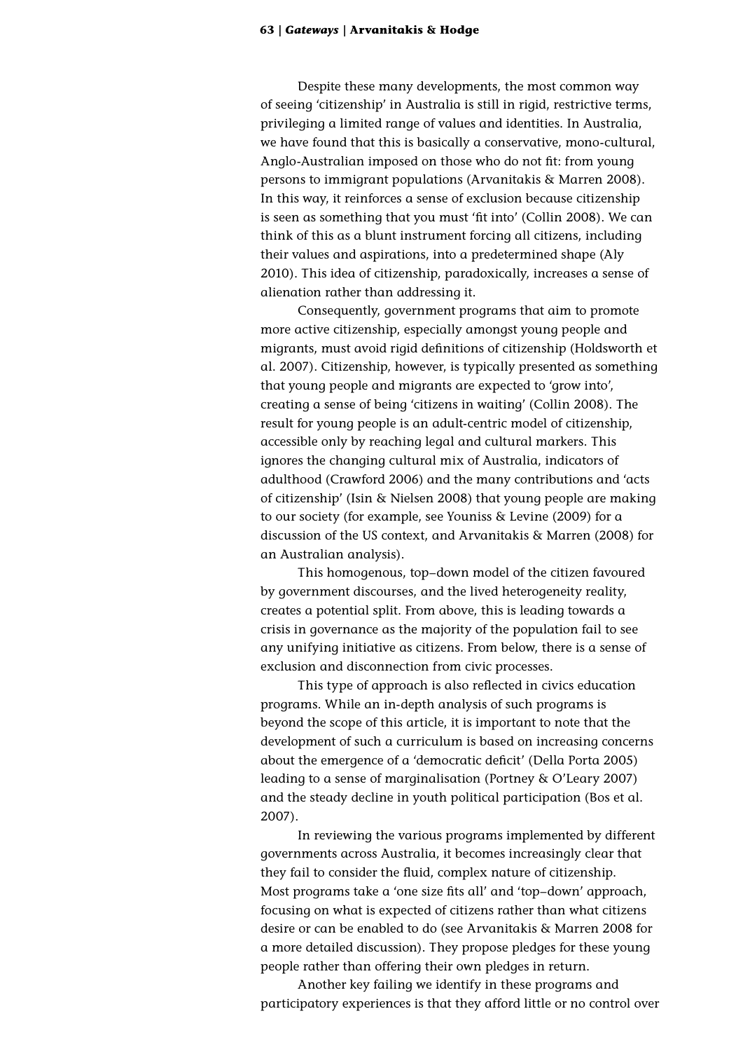Despite these many developments, the most common way of seeing 'citizenship' in Australia is still in rigid, restrictive terms, privileging a limited range of values and identities. In Australia, we have found that this is basically a conservative, mono-cultural, Anglo-Australian imposed on those who do not fit: from young persons to immigrant populations (Arvanitakis & Marren 2008). In this way, it reinforces a sense of exclusion because citizenship is seen as something that you must 'fit into' (Collin 2008). We can think of this as a blunt instrument forcing all citizens, including their values and aspirations, into a predetermined shape (Aly 2010). This idea of citizenship, paradoxically, increases a sense of alienation rather than addressing it.

Consequently, government programs that aim to promote more active citizenship, especially amongst young people and migrants, must avoid rigid definitions of citizenship (Holdsworth et al. 2007). Citizenship, however, is typically presented as something that young people and migrants are expected to 'grow into', creating a sense of being 'citizens in waiting' (Collin 2008). The result for young people is an adult-centric model of citizenship, accessible only by reaching legal and cultural markers. This ignores the changing cultural mix of Australia, indicators of adulthood (Crawford 2006) and the many contributions and 'acts of citizenship' (Isin & Nielsen 2008) that young people are making to our society (for example, see Youniss & Levine (2009) for a discussion of the US context, and Arvanitakis & Marren (2008) for an Australian analysis).

This homogenous, top–down model of the citizen favoured by government discourses, and the lived heterogeneity reality, creates a potential split. From above, this is leading towards a crisis in governance as the majority of the population fail to see any unifying initiative as citizens. From below, there is a sense of exclusion and disconnection from civic processes.

This type of approach is also reflected in civics education programs. While an in-depth analysis of such programs is beyond the scope of this article, it is important to note that the development of such a curriculum is based on increasing concerns about the emergence of a 'democratic deficit' (Della Porta 2005) leading to a sense of marginalisation (Portney & O'Leary 2007) and the steady decline in youth political participation (Bos et al. 2007).

In reviewing the various programs implemented by different governments across Australia, it becomes increasingly clear that they fail to consider the fluid, complex nature of citizenship. Most programs take a 'one size fits all' and 'top–down' approach, focusing on what is expected of citizens rather than what citizens desire or can be enabled to do (see Arvanitakis & Marren 2008 for a more detailed discussion). They propose pledges for these young people rather than offering their own pledges in return.

Another key failing we identify in these programs and participatory experiences is that they afford little or no control over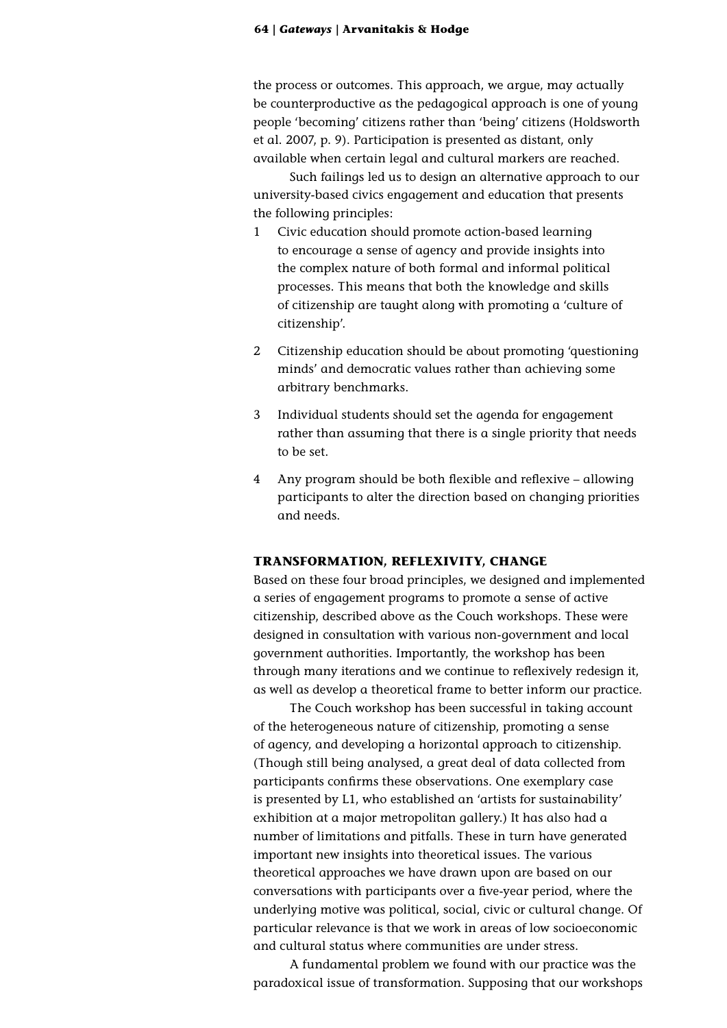the process or outcomes. This approach, we argue, may actually be counterproductive as the pedagogical approach is one of young people 'becoming' citizens rather than 'being' citizens (Holdsworth et al. 2007, p. 9). Participation is presented as distant, only available when certain legal and cultural markers are reached.

Such failings led us to design an alternative approach to our university-based civics engagement and education that presents the following principles:

1. Civic education should promote action-based learning to encourage a sense of agency and provide insights into the complex nature of both formal and informal political processes. This means that both the knowledge and skills of citizenship are taught along with promoting a 'culture of citizenship'.

2. Citizenship education should be about promoting 'questioning minds' and democratic values rather than achieving some arbitrary benchmarks.

3. Individual students should set the agenda for engagement rather than assuming that there is a single priority that needs to be set.

4. Any program should be both flexible and reflexive – allowing participants to alter the direction based on changing priorities and needs.

## TRANSFORMATION, REFLEXIVITY, CHANGE

Based on these four broad principles, we designed and implemented a series of engagement programs to promote a sense of active citizenship, described above as the Couch workshops. These were designed in consultation with various non-government and local government authorities. Importantly, the workshop has been through many iterations and we continue to reflexively redesign it, as well as develop a theoretical frame to better inform our practice.

The Couch workshop has been successful in taking account of the heterogeneous nature of citizenship, promoting a sense of agency, and developing a horizontal approach to citizenship. (Though still being analysed, a great deal of data collected from participants confirms these observations. One exemplary case is presented by L1, who established an 'artists for sustainability' exhibition at a major metropolitan gallery.) It has also had a number of limitations and pitfalls. These in turn have generated important new insights into theoretical issues. The various theoretical approaches we have drawn upon are based on our conversations with participants over a five-year period, where the underlying motive was political, social, civic or cultural change. Of particular relevance is that we work in areas of low socioeconomic and cultural status where communities are under stress.

A fundamental problem we found with our practice was the paradoxical issue of transformation. Supposing that our workshops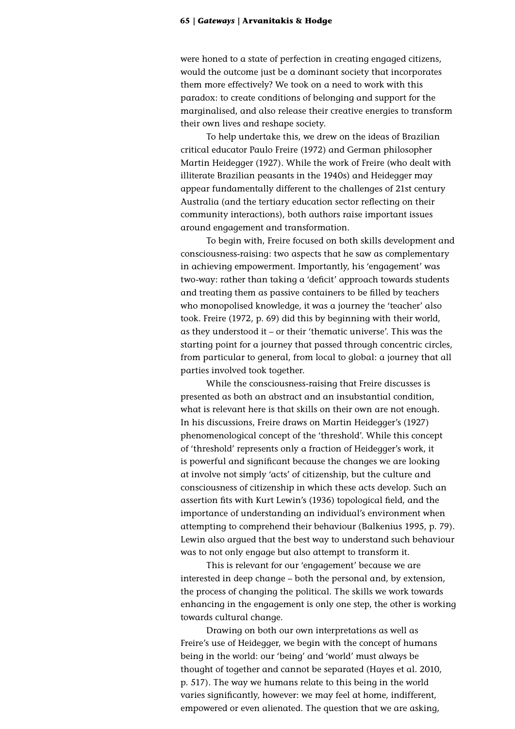were honed to a state of perfection in creating engaged citizens, would the outcome just be a dominant society that incorporates them more effectively? We took on a need to work with this paradox: to create conditions of belonging and support for the marginalised, and also release their creative energies to transform their own lives and reshape society.

To help undertake this, we drew on the ideas of Brazilian critical educator Paulo Freire (1972) and German philosopher Martin Heidegger (1927). While the work of Freire (who dealt with illiterate Brazilian peasants in the 1940s) and Heidegger may appear fundamentally different to the challenges of 21st century Australia (and the tertiary education sector reflecting on their community interactions), both authors raise important issues around engagement and transformation.

To begin with, Freire focused on both skills development and consciousness-raising: two aspects that he saw as complementary in achieving empowerment. Importantly, his 'engagement' was two-way: rather than taking a 'deficit' approach towards students and treating them as passive containers to be filled by teachers who monopolised knowledge, it was a journey the 'teacher' also took. Freire (1972, p. 69) did this by beginning with their world, as they understood it – or their 'thematic universe'. This was the starting point for a journey that passed through concentric circles, from particular to general, from local to global: a journey that all parties involved took together.

While the consciousness-raising that Freire discusses is presented as both an abstract and an insubstantial condition, what is relevant here is that skills on their own are not enough. In his discussions, Freire draws on Martin Heidegger's (1927) phenomenological concept of the 'threshold'. While this concept of 'threshold' represents only a fraction of Heidegger's work, it is powerful and significant because the changes we are looking at involve not simply 'acts' of citizenship, but the culture and consciousness of citizenship in which these acts develop. Such an assertion fits with Kurt Lewin's (1936) topological field, and the importance of understanding an individual's environment when attempting to comprehend their behaviour (Balkenius 1995, p. 79). Lewin also argued that the best way to understand such behaviour was to not only engage but also attempt to transform it.

This is relevant for our 'engagement' because we are interested in deep change – both the personal and, by extension, the process of changing the political. The skills we work towards enhancing in the engagement is only one step, the other is working towards cultural change.

Drawing on both our own interpretations as well as Freire's use of Heidegger, we begin with the concept of humans being in the world: our 'being' and 'world' must always be thought of together and cannot be separated (Hayes et al. 2010, p. 517). The way we humans relate to this being in the world varies significantly, however: we may feel at home, indifferent, empowered or even alienated. The question that we are asking,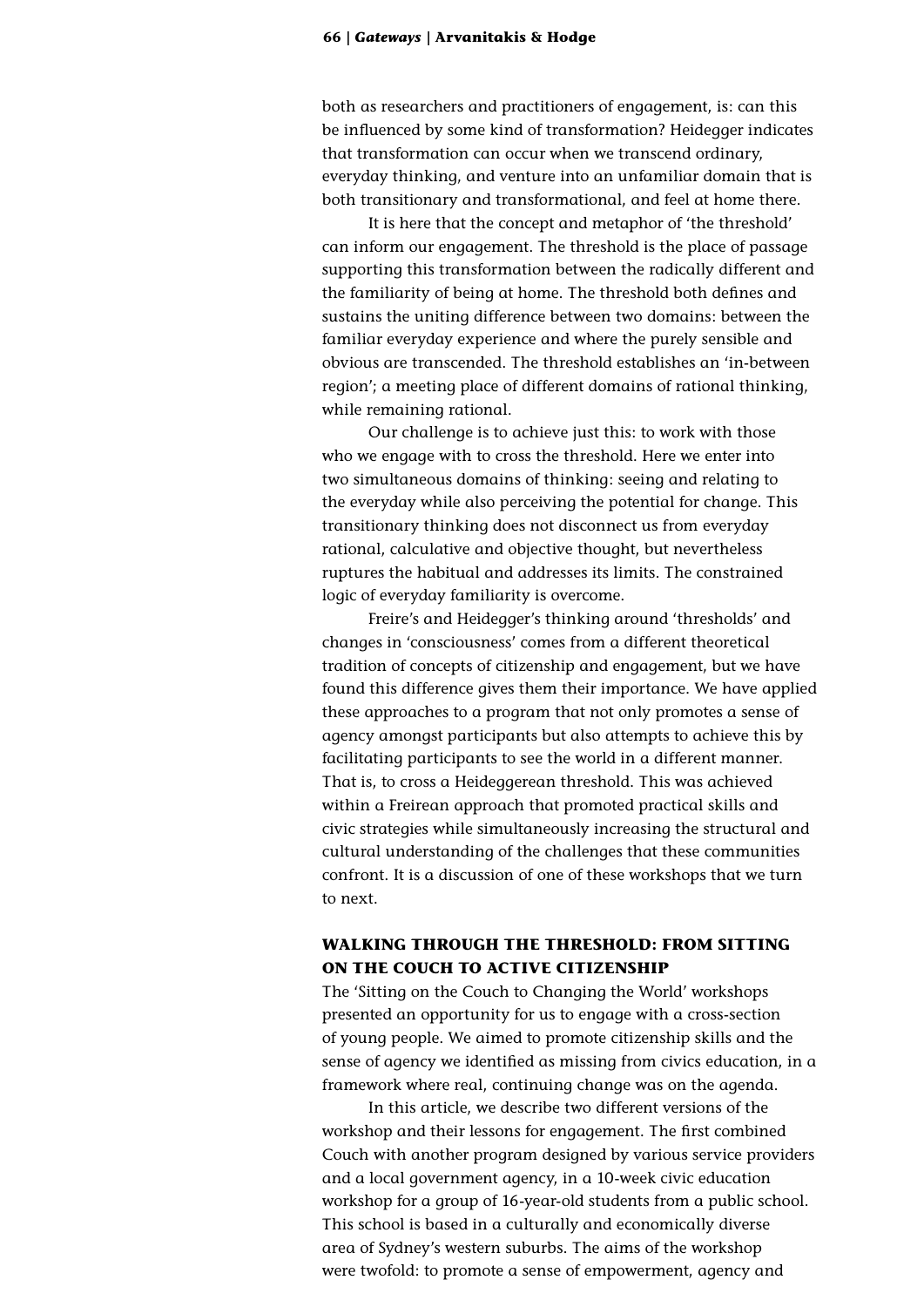both as researchers and practitioners of engagement, is: can this be influenced by some kind of transformation? Heidegger indicates that transformation can occur when we transcend ordinary, everyday thinking, and venture into an unfamiliar domain that is both transitionary and transformational, and feel at home there.

It is here that the concept and metaphor of 'the threshold' can inform our engagement. The threshold is the place of passage supporting this transformation between the radically different and the familiarity of being at home. The threshold both defines and sustains the uniting difference between two domains: between the familiar everyday experience and where the purely sensible and obvious are transcended. The threshold establishes an 'in-between region'; a meeting place of different domains of rational thinking, while remaining rational.

Our challenge is to achieve just this: to work with those who we engage with to cross the threshold. Here we enter into two simultaneous domains of thinking: seeing and relating to the everyday while also perceiving the potential for change. This transitionary thinking does not disconnect us from everyday rational, calculative and objective thought, but nevertheless ruptures the habitual and addresses its limits. The constrained logic of everyday familiarity is overcome.

Freire's and Heidegger's thinking around 'thresholds' and changes in 'consciousness' comes from a different theoretical tradition of concepts of citizenship and engagement, but we have found this difference gives them their importance. We have applied these approaches to a program that not only promotes a sense of agency amongst participants but also attempts to achieve this by facilitating participants to see the world in a different manner. That is, to cross a Heideggerean threshold. This was achieved within a Freirean approach that promoted practical skills and civic strategies while simultaneously increasing the structural and cultural understanding of the challenges that these communities confront. It is a discussion of one of these workshops that we turn to next.

## WALKING THROUGH THE THRESHOLD: FROM SITTING ON THE COUCH TO ACTIVE CITIZENSHIP

The 'Sitting on the Couch to Changing the World' workshops presented an opportunity for us to engage with a cross-section of young people. We aimed to promote citizenship skills and the sense of agency we identified as missing from civics education, in a framework where real, continuing change was on the agenda.

In this article, we describe two different versions of the workshop and their lessons for engagement. The first combined Couch with another program designed by various service providers and a local government agency, in a 10-week civic education workshop for a group of 16-year-old students from a public school. This school is based in a culturally and economically diverse area of Sydney's western suburbs. The aims of the workshop were twofold: to promote a sense of empowerment, agency and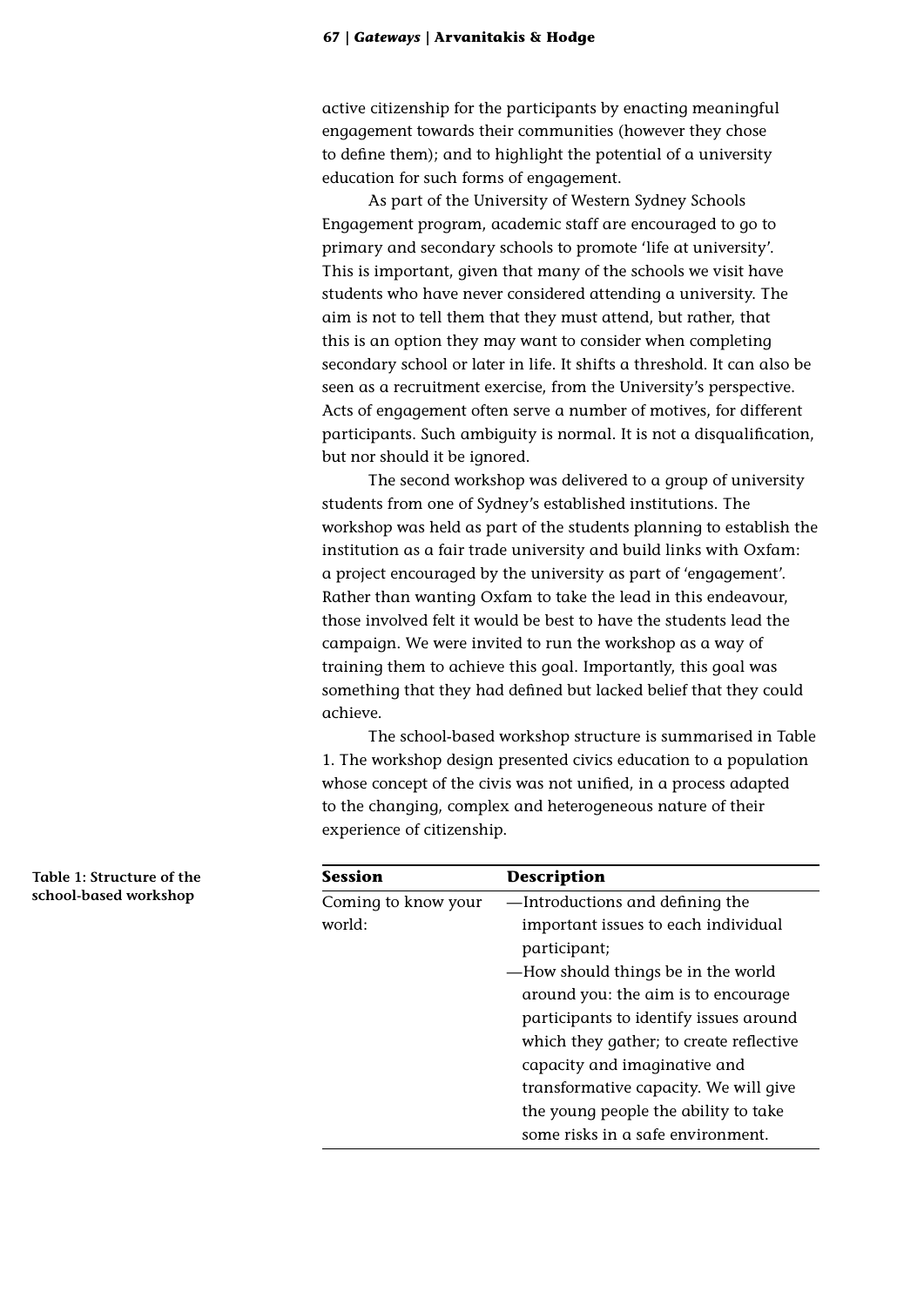active citizenship for the participants by enacting meaningful engagement towards their communities (however they chose to define them); and to highlight the potential of a university education for such forms of engagement.

As part of the University of Western Sydney Schools Engagement program, academic staff are encouraged to go to primary and secondary schools to promote 'life at university'. This is important, given that many of the schools we visit have students who have never considered attending a university. The aim is not to tell them that they must attend, but rather, that this is an option they may want to consider when completing secondary school or later in life. It shifts a threshold. It can also be seen as a recruitment exercise, from the University's perspective. Acts of engagement often serve a number of motives, for different participants. Such ambiguity is normal. It is not a disqualification, but nor should it be ignored.

The second workshop was delivered to a group of university students from one of Sydney's established institutions. The workshop was held as part of the students planning to establish the institution as a fair trade university and build links with Oxfam: a project encouraged by the university as part of 'engagement'. Rather than wanting Oxfam to take the lead in this endeavour, those involved felt it would be best to have the students lead the campaign. We were invited to run the workshop as a way of training them to achieve this goal. Importantly, this goal was something that they had defined but lacked belief that they could achieve.

The school-based workshop structure is summarised in Table 1. The workshop design presented civics education to a population whose concept of the civis was not unified, in a process adapted to the changing, complex and heterogeneous nature of their experience of citizenship.

**Table 1: Structure of the school-based workshop**

| Session | Description |
|---|---|
| Coming to know your world: | —Introductions and defining the important issues to each individual participant;<br>—How should things be in the world around you: the aim is to encourage participants to identify issues around which they gather; to create reflective capacity and imaginative and transformative capacity. We will give the young people the ability to take some risks in a safe environment. |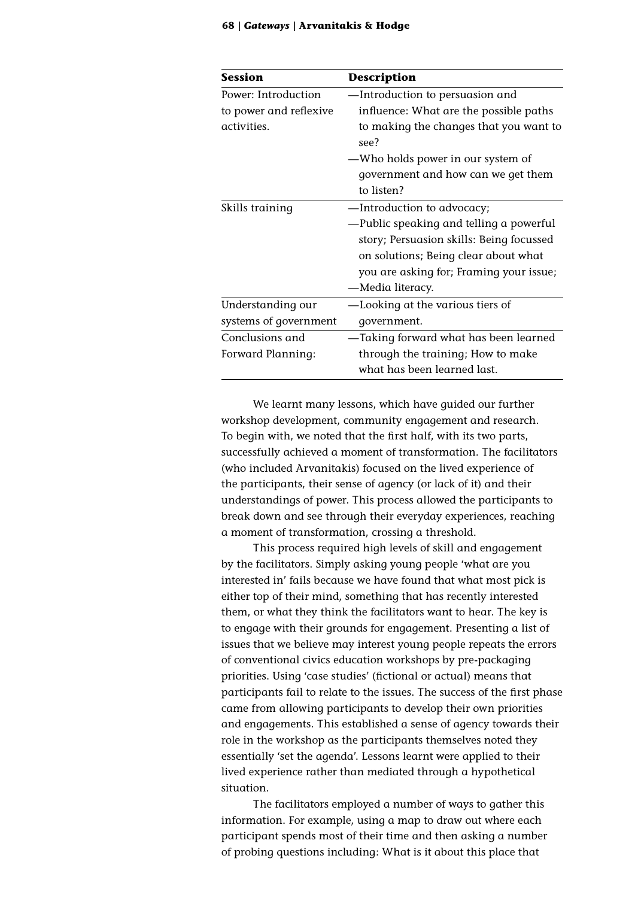| Session | Description |
| --- | --- |
| Power: Introduction to power and reflexive activities. | —Introduction to persuasion and influence: What are the possible paths to making the changes that you want to see?<br>—Who holds power in our system of government and how can we get them to listen? |
| Skills training | —Introduction to advocacy;<br>—Public speaking and telling a powerful story; Persuasion skills: Being focussed on solutions; Being clear about what you are asking for; Framing your issue;<br>—Media literacy. |
| Understanding our systems of government | —Looking at the various tiers of government. |
| Conclusions and Forward Planning: | —Taking forward what has been learned through the training; How to make what has been learned last. |

We learnt many lessons, which have guided our further workshop development, community engagement and research. To begin with, we noted that the first half, with its two parts, successfully achieved a moment of transformation. The facilitators (who included Arvanitakis) focused on the lived experience of the participants, their sense of agency (or lack of it) and their understandings of power. This process allowed the participants to break down and see through their everyday experiences, reaching a moment of transformation, crossing a threshold.

This process required high levels of skill and engagement by the facilitators. Simply asking young people 'what are you interested in' fails because we have found that what most pick is either top of their mind, something that has recently interested them, or what they think the facilitators want to hear. The key is to engage with their grounds for engagement. Presenting a list of issues that we believe may interest young people repeats the errors of conventional civics education workshops by pre-packaging priorities. Using 'case studies' (fictional or actual) means that participants fail to relate to the issues. The success of the first phase came from allowing participants to develop their own priorities and engagements. This established a sense of agency towards their role in the workshop as the participants themselves noted they essentially 'set the agenda'. Lessons learnt were applied to their lived experience rather than mediated through a hypothetical situation.

The facilitators employed a number of ways to gather this information. For example, using a map to draw out where each participant spends most of their time and then asking a number of probing questions including: What is it about this place that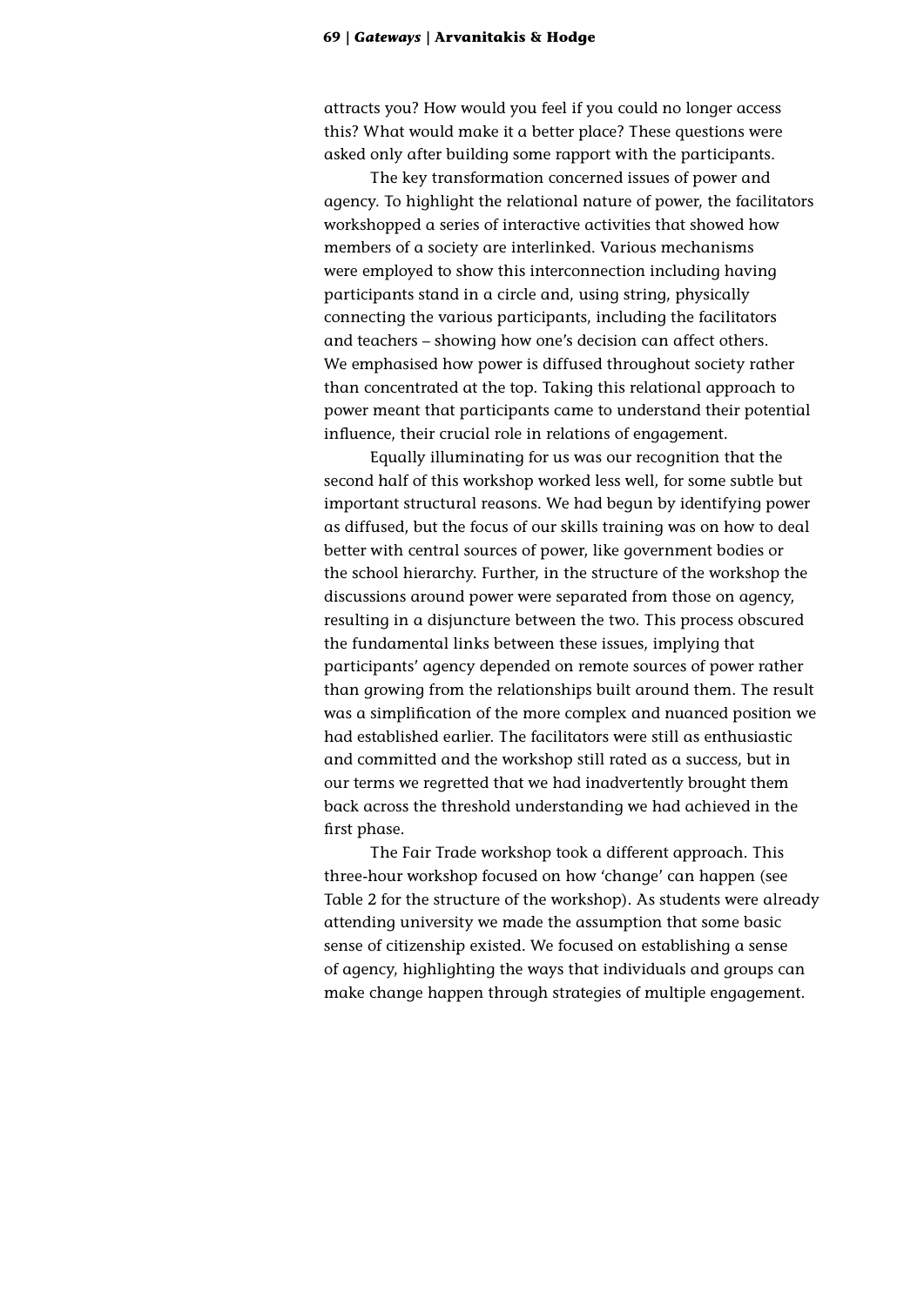attracts you? How would you feel if you could no longer access this? What would make it a better place? These questions were asked only after building some rapport with the participants.

The key transformation concerned issues of power and agency. To highlight the relational nature of power, the facilitators workshopped a series of interactive activities that showed how members of a society are interlinked. Various mechanisms were employed to show this interconnection including having participants stand in a circle and, using string, physically connecting the various participants, including the facilitators and teachers – showing how one's decision can affect others. We emphasised how power is diffused throughout society rather than concentrated at the top. Taking this relational approach to power meant that participants came to understand their potential influence, their crucial role in relations of engagement.

Equally illuminating for us was our recognition that the second half of this workshop worked less well, for some subtle but important structural reasons. We had begun by identifying power as diffused, but the focus of our skills training was on how to deal better with central sources of power, like government bodies or the school hierarchy. Further, in the structure of the workshop the discussions around power were separated from those on agency, resulting in a disjuncture between the two. This process obscured the fundamental links between these issues, implying that participants' agency depended on remote sources of power rather than growing from the relationships built around them. The result was a simplification of the more complex and nuanced position we had established earlier. The facilitators were still as enthusiastic and committed and the workshop still rated as a success, but in our terms we regretted that we had inadvertently brought them back across the threshold understanding we had achieved in the first phase.

The Fair Trade workshop took a different approach. This three-hour workshop focused on how 'change' can happen (see Table 2 for the structure of the workshop). As students were already attending university we made the assumption that some basic sense of citizenship existed. We focused on establishing a sense of agency, highlighting the ways that individuals and groups can make change happen through strategies of multiple engagement.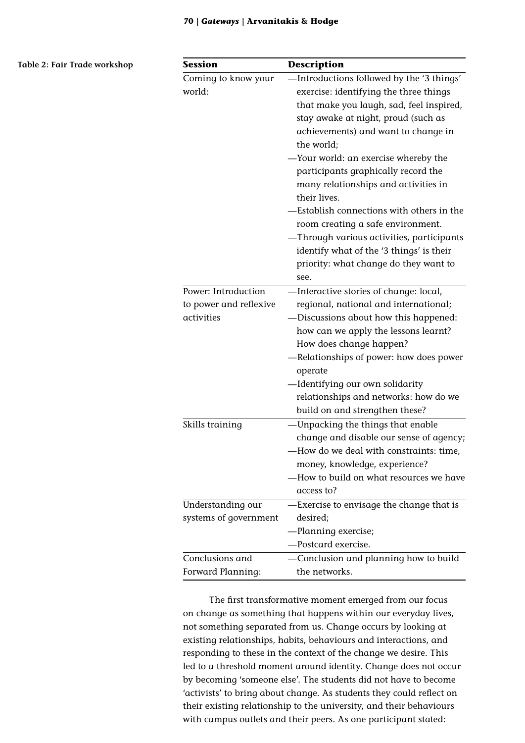Table 2: Fair Trade workshop

| Session | Description |
| --- | --- |
| Coming to know your world: | —Introductions followed by the '3 things' exercise: identifying the three things that make you laugh, sad, feel inspired, stay awake at night, proud (such as achievements) and want to change in the world;<br>—Your world: an exercise whereby the participants graphically record the many relationships and activities in their lives.<br>—Establish connections with others in the room creating a safe environment.<br>—Through various activities, participants identify what of the '3 things' is their priority: what change do they want to see. |
| Power: Introduction to power and reflexive activities | —Interactive stories of change: local, regional, national and international;<br>—Discussions about how this happened: how can we apply the lessons learnt? How does change happen?<br>—Relationships of power: how does power operate<br>—Identifying our own solidarity relationships and networks: how do we build on and strengthen these? |
| Skills training | —Unpacking the things that enable change and disable our sense of agency;<br>—How do we deal with constraints: time, money, knowledge, experience?<br>—How to build on what resources we have access to? |
| Understanding our systems of government | —Exercise to envisage the change that is desired;<br>—Planning exercise;<br>—Postcard exercise. |
| Conclusions and Forward Planning: | —Conclusion and planning how to build the networks. |

The first transformative moment emerged from our focus on change as something that happens within our everyday lives, not something separated from us. Change occurs by looking at existing relationships, habits, behaviours and interactions, and responding to these in the context of the change we desire. This led to a threshold moment around identity. Change does not occur by becoming 'someone else'. The students did not have to become 'activists' to bring about change. As students they could reflect on their existing relationship to the university, and their behaviours with campus outlets and their peers. As one participant stated: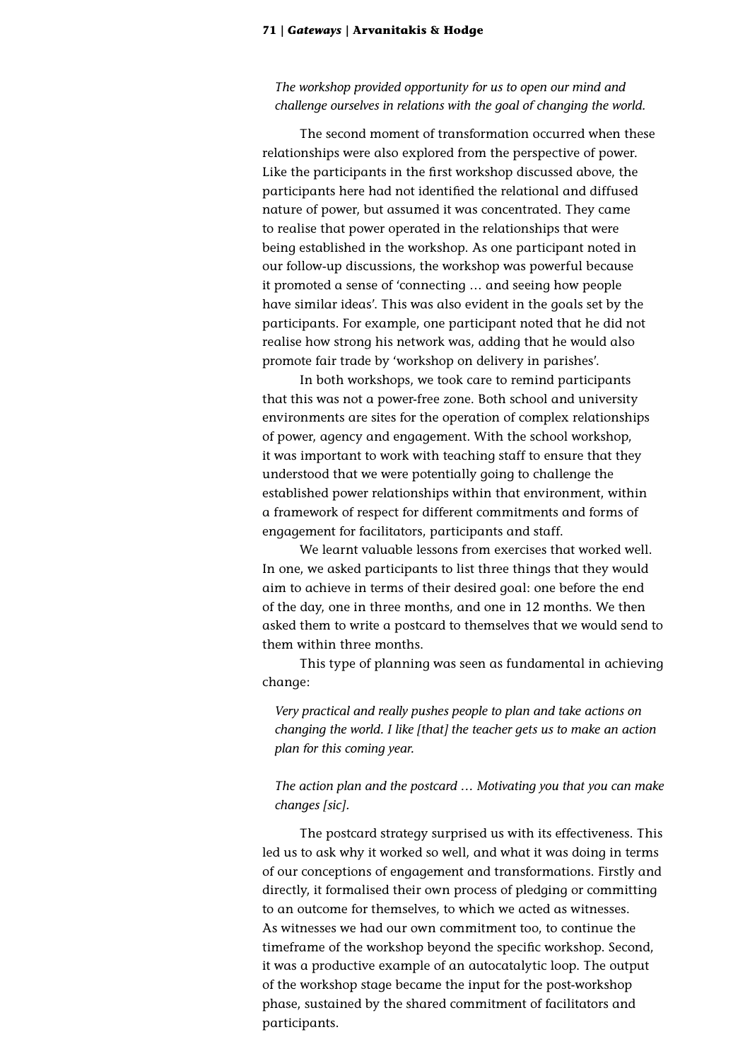> *The workshop provided opportunity for us to open our mind and challenge ourselves in relations with the goal of changing the world.*

The second moment of transformation occurred when these relationships were also explored from the perspective of power. Like the participants in the first workshop discussed above, the participants here had not identified the relational and diffused nature of power, but assumed it was concentrated. They came to realise that power operated in the relationships that were being established in the workshop. As one participant noted in our follow-up discussions, the workshop was powerful because it promoted a sense of 'connecting … and seeing how people have similar ideas'. This was also evident in the goals set by the participants. For example, one participant noted that he did not realise how strong his network was, adding that he would also promote fair trade by 'workshop on delivery in parishes'.

In both workshops, we took care to remind participants that this was not a power-free zone. Both school and university environments are sites for the operation of complex relationships of power, agency and engagement. With the school workshop, it was important to work with teaching staff to ensure that they understood that we were potentially going to challenge the established power relationships within that environment, within a framework of respect for different commitments and forms of engagement for facilitators, participants and staff.

We learnt valuable lessons from exercises that worked well. In one, we asked participants to list three things that they would aim to achieve in terms of their desired goal: one before the end of the day, one in three months, and one in 12 months. We then asked them to write a postcard to themselves that we would send to them within three months.

This type of planning was seen as fundamental in achieving change:

> *Very practical and really pushes people to plan and take actions on changing the world. I like [that] the teacher gets us to make an action plan for this coming year.*

> *The action plan and the postcard … Motivating you that you can make changes [sic].*

The postcard strategy surprised us with its effectiveness. This led us to ask why it worked so well, and what it was doing in terms of our conceptions of engagement and transformations. Firstly and directly, it formalised their own process of pledging or committing to an outcome for themselves, to which we acted as witnesses. As witnesses we had our own commitment too, to continue the timeframe of the workshop beyond the specific workshop. Second, it was a productive example of an autocatalytic loop. The output of the workshop stage became the input for the post-workshop phase, sustained by the shared commitment of facilitators and participants.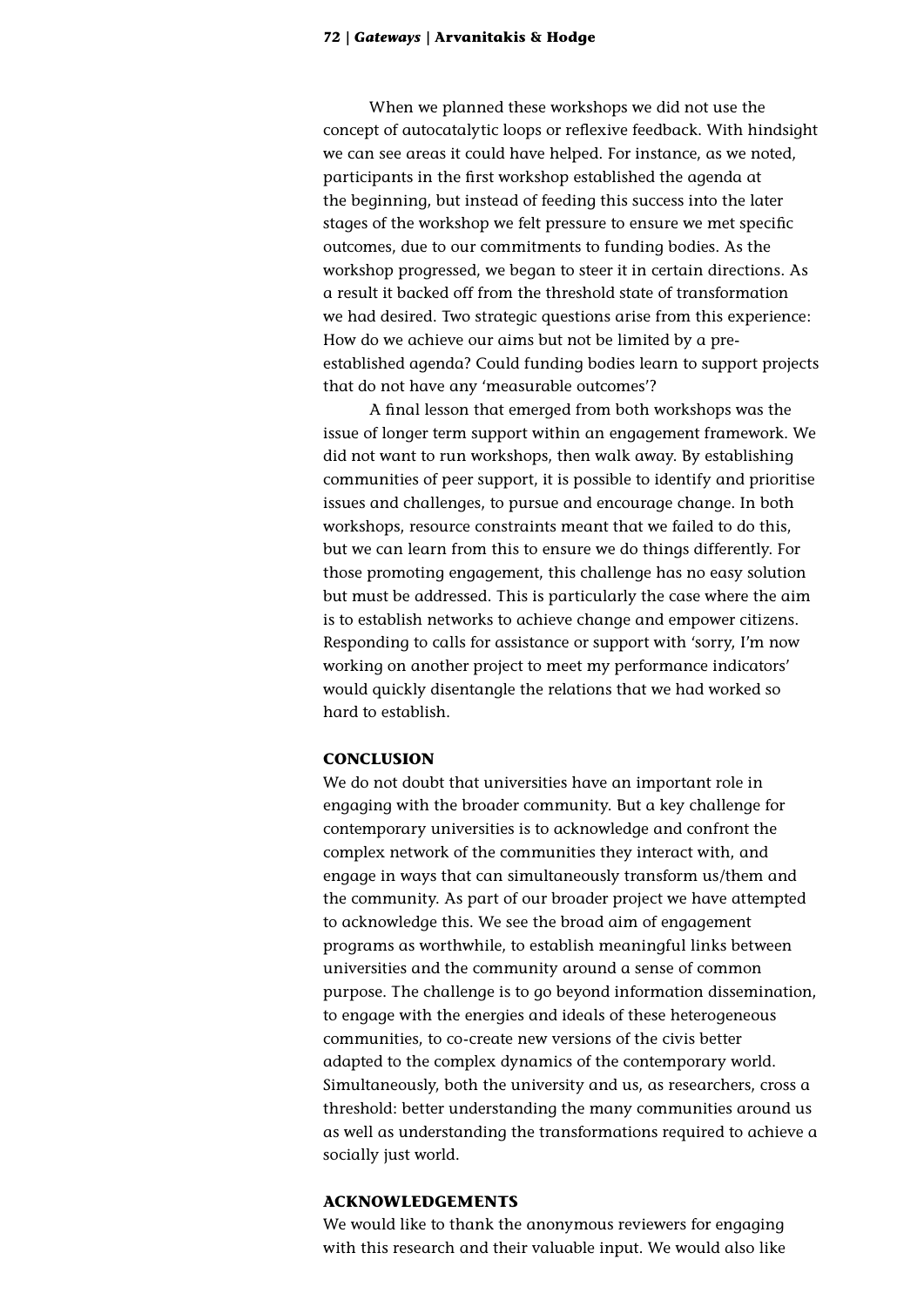When we planned these workshops we did not use the concept of autocatalytic loops or reflexive feedback. With hindsight we can see areas it could have helped. For instance, as we noted, participants in the first workshop established the agenda at the beginning, but instead of feeding this success into the later stages of the workshop we felt pressure to ensure we met specific outcomes, due to our commitments to funding bodies. As the workshop progressed, we began to steer it in certain directions. As a result it backed off from the threshold state of transformation we had desired. Two strategic questions arise from this experience: How do we achieve our aims but not be limited by a pre-established agenda? Could funding bodies learn to support projects that do not have any 'measurable outcomes'?

A final lesson that emerged from both workshops was the issue of longer term support within an engagement framework. We did not want to run workshops, then walk away. By establishing communities of peer support, it is possible to identify and prioritise issues and challenges, to pursue and encourage change. In both workshops, resource constraints meant that we failed to do this, but we can learn from this to ensure we do things differently. For those promoting engagement, this challenge has no easy solution but must be addressed. This is particularly the case where the aim is to establish networks to achieve change and empower citizens. Responding to calls for assistance or support with 'sorry, I'm now working on another project to meet my performance indicators' would quickly disentangle the relations that we had worked so hard to establish.

## CONCLUSION

We do not doubt that universities have an important role in engaging with the broader community. But a key challenge for contemporary universities is to acknowledge and confront the complex network of the communities they interact with, and engage in ways that can simultaneously transform us/them and the community. As part of our broader project we have attempted to acknowledge this. We see the broad aim of engagement programs as worthwhile, to establish meaningful links between universities and the community around a sense of common purpose. The challenge is to go beyond information dissemination, to engage with the energies and ideals of these heterogeneous communities, to co-create new versions of the civis better adapted to the complex dynamics of the contemporary world. Simultaneously, both the university and us, as researchers, cross a threshold: better understanding the many communities around us as well as understanding the transformations required to achieve a socially just world.

## ACKNOWLEDGEMENTS

We would like to thank the anonymous reviewers for engaging with this research and their valuable input. We would also like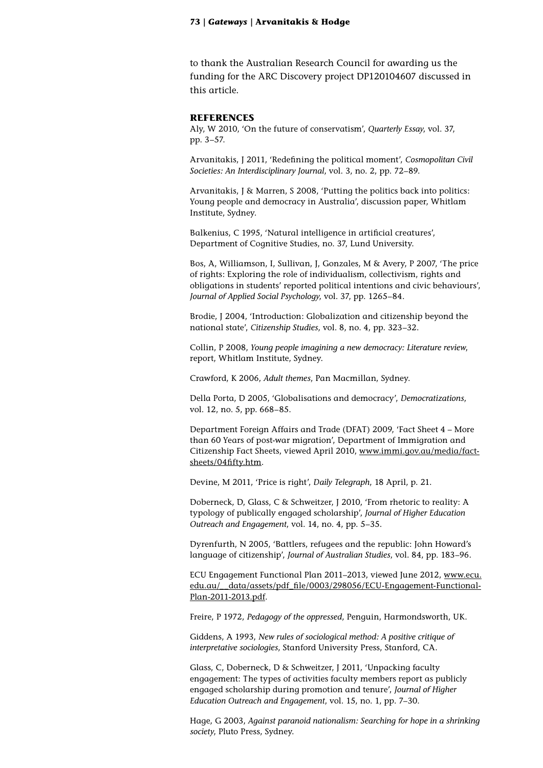to thank the Australian Research Council for awarding us the funding for the ARC Discovery project DP120104607 discussed in this article.

## REFERENCES

Aly, W 2010, 'On the future of conservatism', *Quarterly Essay*, vol. 37, pp. 3–57.

Arvanitakis, J 2011, 'Redefining the political moment', *Cosmopolitan Civil Societies: An Interdisciplinary Journal*, vol. 3, no. 2, pp. 72–89.

Arvanitakis, J & Marren, S 2008, 'Putting the politics back into politics: Young people and democracy in Australia', discussion paper, Whitlam Institute, Sydney.

Balkenius, C 1995, 'Natural intelligence in artificial creatures', Department of Cognitive Studies, no. 37, Lund University.

Bos, A, Williamson, I, Sullivan, J, Gonzales, M & Avery, P 2007, 'The price of rights: Exploring the role of individualism, collectivism, rights and obligations in students' reported political intentions and civic behaviours', *Journal of Applied Social Psychology*, vol. 37, pp. 1265–84.

Brodie, J 2004, 'Introduction: Globalization and citizenship beyond the national state', *Citizenship Studies*, vol. 8, no. 4, pp. 323–32.

Collin, P 2008, *Young people imagining a new democracy: Literature review*, report, Whitlam Institute, Sydney.

Crawford, K 2006, *Adult themes*, Pan Macmillan, Sydney.

Della Porta, D 2005, 'Globalisations and democracy', *Democratizations*, vol. 12, no. 5, pp. 668–85.

Department Foreign Affairs and Trade (DFAT) 2009, 'Fact Sheet 4 – More than 60 Years of post-war migration', Department of Immigration and Citizenship Fact Sheets, viewed April 2010, www.immi.gov.au/media/fact-sheets/04fifty.htm.

Devine, M 2011, 'Price is right', *Daily Telegraph*, 18 April, p. 21.

Doberneck, D, Glass, C & Schweitzer, J 2010, 'From rhetoric to reality: A typology of publically engaged scholarship', *Journal of Higher Education Outreach and Engagement*, vol. 14, no. 4, pp. 5–35.

Dyrenfurth, N 2005, 'Battlers, refugees and the republic: John Howard's language of citizenship', *Journal of Australian Studies*, vol. 84, pp. 183–96.

ECU Engagement Functional Plan 2011–2013, viewed June 2012, www.ecu.edu.au/__data/assets/pdf_file/0003/298056/ECU-Engagement-Functional-Plan-2011-2013.pdf.

Freire, P 1972, *Pedagogy of the oppressed*, Penguin, Harmondsworth, UK.

Giddens, A 1993, *New rules of sociological method: A positive critique of interpretative sociologies*, Stanford University Press, Stanford, CA.

Glass, C, Doberneck, D & Schweitzer, J 2011, 'Unpacking faculty engagement: The types of activities faculty members report as publicly engaged scholarship during promotion and tenure', *Journal of Higher Education Outreach and Engagement*, vol. 15, no. 1, pp. 7–30.

Hage, G 2003, *Against paranoid nationalism: Searching for hope in a shrinking society*, Pluto Press, Sydney.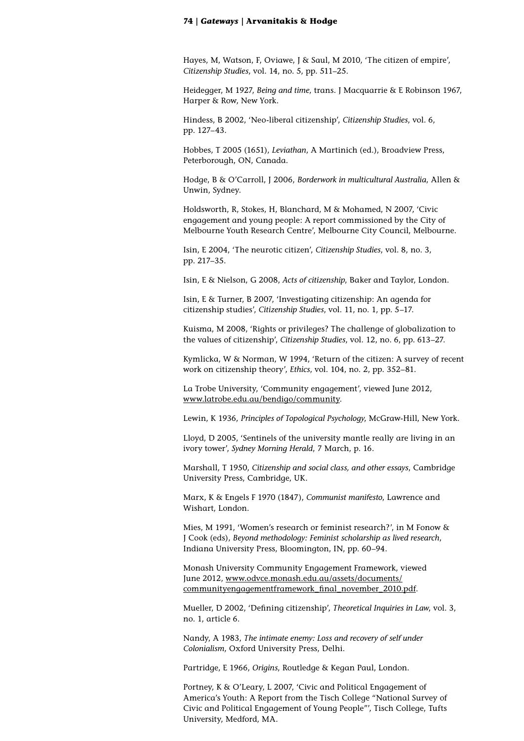Hayes, M, Watson, F, Oviawe, J & Saul, M 2010, 'The citizen of empire', *Citizenship Studies*, vol. 14, no. 5, pp. 511–25.

Heidegger, M 1927, *Being and time*, trans. J Macquarrie & E Robinson 1967, Harper & Row, New York.

Hindess, B 2002, 'Neo-liberal citizenship', *Citizenship Studies*, vol. 6, pp. 127–43.

Hobbes, T 2005 (1651), *Leviathan*, A Martinich (ed.), Broadview Press, Peterborough, ON, Canada.

Hodge, B & O'Carroll, J 2006, *Borderwork in multicultural Australia*, Allen & Unwin, Sydney.

Holdsworth, R, Stokes, H, Blanchard, M & Mohamed, N 2007, 'Civic engagement and young people: A report commissioned by the City of Melbourne Youth Research Centre', Melbourne City Council, Melbourne.

Isin, E 2004, 'The neurotic citizen', *Citizenship Studies*, vol. 8, no. 3, pp. 217–35.

Isin, E & Nielson, G 2008, *Acts of citizenship*, Baker and Taylor, London.

Isin, E & Turner, B 2007, 'Investigating citizenship: An agenda for citizenship studies', *Citizenship Studies*, vol. 11, no. 1, pp. 5–17.

Kuisma, M 2008, 'Rights or privileges? The challenge of globalization to the values of citizenship', *Citizenship Studies*, vol. 12, no. 6, pp. 613–27.

Kymlicka, W & Norman, W 1994, 'Return of the citizen: A survey of recent work on citizenship theory', *Ethics*, vol. 104, no. 2, pp. 352–81.

La Trobe University, 'Community engagement', viewed June 2012, www.latrobe.edu.au/bendigo/community.

Lewin, K 1936, *Principles of Topological Psychology*, McGraw-Hill, New York.

Lloyd, D 2005, 'Sentinels of the university mantle really are living in an ivory tower', *Sydney Morning Herald*, 7 March, p. 16.

Marshall, T 1950, *Citizenship and social class, and other essays*, Cambridge University Press, Cambridge, UK.

Marx, K & Engels F 1970 (1847), *Communist manifesto*, Lawrence and Wishart, London.

Mies, M 1991, 'Women's research or feminist research?', in M Fonow & J Cook (eds), *Beyond methodology: Feminist scholarship as lived research*, Indiana University Press, Bloomington, IN, pp. 60–94.

Monash University Community Engagement Framework, viewed June 2012, www.odvce.monash.edu.au/assets/documents/communityengagementframework_final_november_2010.pdf.

Mueller, D 2002, 'Defining citizenship', *Theoretical Inquiries in Law*, vol. 3, no. 1, article 6.

Nandy, A 1983, *The intimate enemy: Loss and recovery of self under Colonialism*, Oxford University Press, Delhi.

Partridge, E 1966, *Origins*, Routledge & Kegan Paul, London.

Portney, K & O'Leary, L 2007, 'Civic and Political Engagement of America's Youth: A Report from the Tisch College "National Survey of Civic and Political Engagement of Young People"', Tisch College, Tufts University, Medford, MA.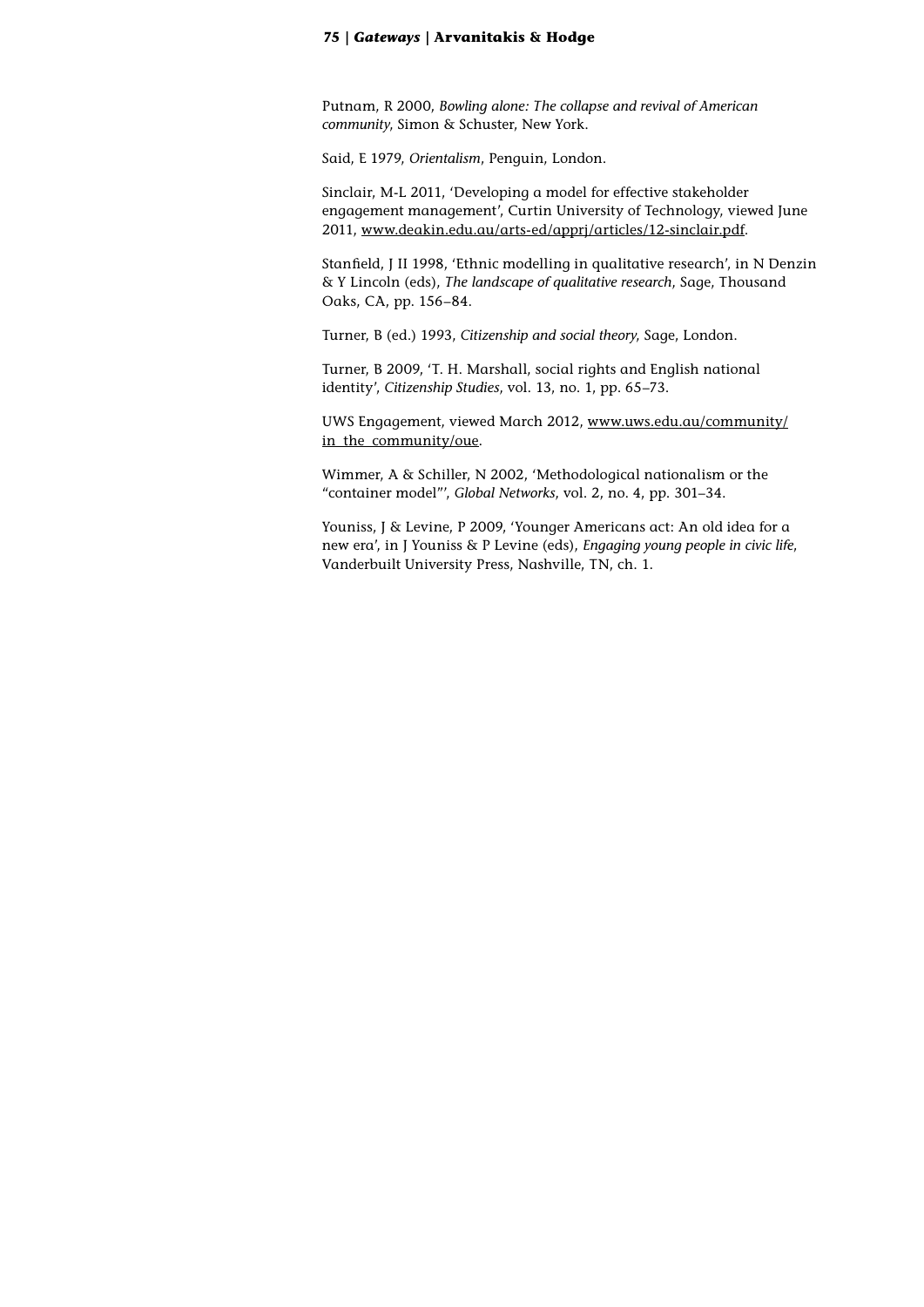Putnam, R 2000, *Bowling alone: The collapse and revival of American community*, Simon & Schuster, New York.

Said, E 1979, *Orientalism*, Penguin, London.

Sinclair, M-L 2011, 'Developing a model for effective stakeholder engagement management', Curtin University of Technology, viewed June 2011, www.deakin.edu.au/arts-ed/apprj/articles/12-sinclair.pdf.

Stanfield, J II 1998, 'Ethnic modelling in qualitative research', in N Denzin & Y Lincoln (eds), *The landscape of qualitative research*, Sage, Thousand Oaks, CA, pp. 156–84.

Turner, B (ed.) 1993, *Citizenship and social theory*, Sage, London.

Turner, B 2009, 'T. H. Marshall, social rights and English national identity', *Citizenship Studies*, vol. 13, no. 1, pp. 65–73.

UWS Engagement, viewed March 2012, www.uws.edu.au/community/in_the_community/oue.

Wimmer, A & Schiller, N 2002, 'Methodological nationalism or the "container model"', *Global Networks*, vol. 2, no. 4, pp. 301–34.

Youniss, J & Levine, P 2009, 'Younger Americans act: An old idea for a new era', in J Youniss & P Levine (eds), *Engaging young people in civic life*, Vanderbuilt University Press, Nashville, TN, ch. 1.